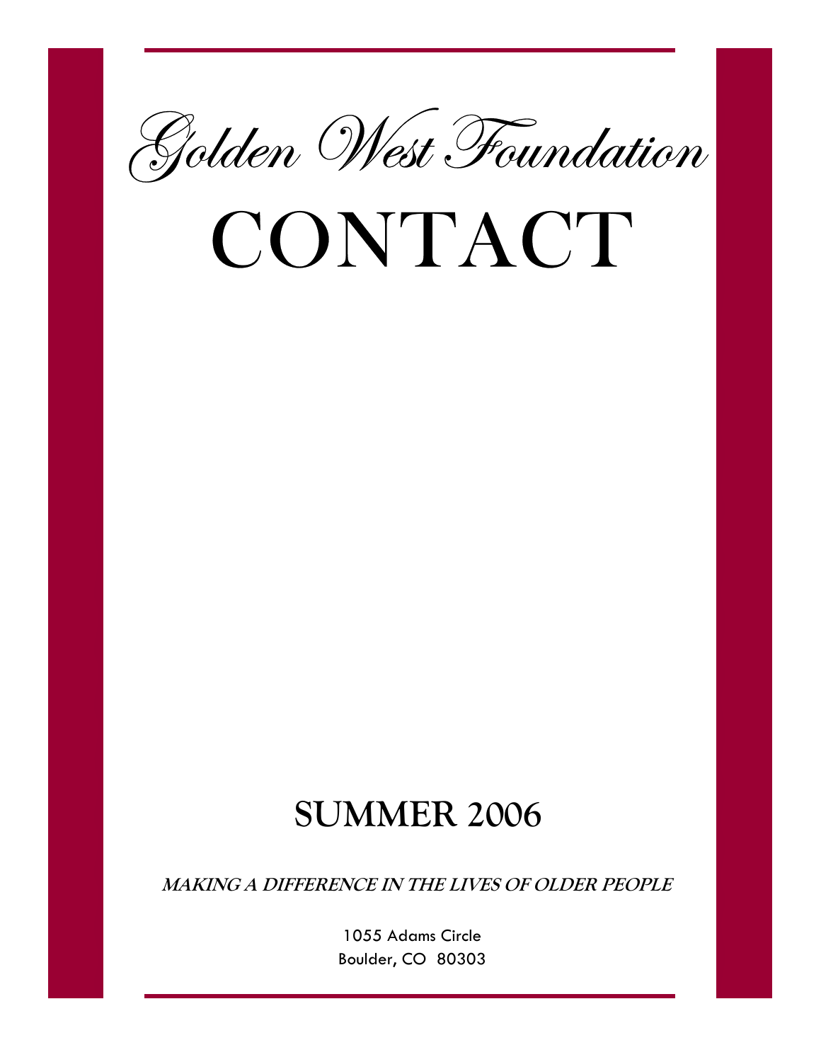# Golden West Foundation

# CONTACT

## SUMMER 2006

***MAKING A DIFFERENCE IN THE LIVES OF OLDER PEOPLE***

1055 Adams Circle
Boulder, CO 80303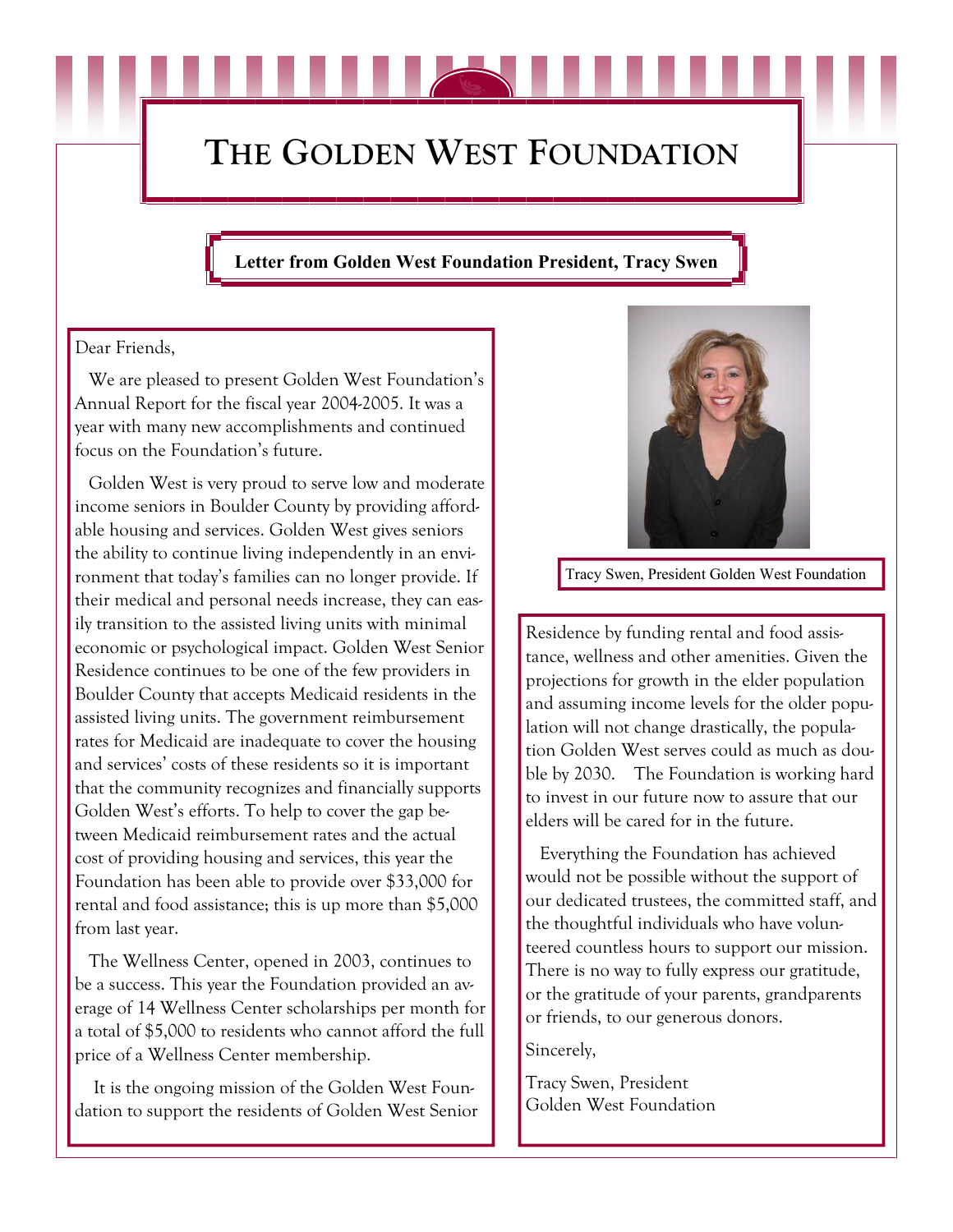# THE GOLDEN WEST FOUNDATION

**Letter from Golden West Foundation President, Tracy Swen**

Dear Friends,

We are pleased to present Golden West Foundation's Annual Report for the fiscal year 2004-2005. It was a year with many new accomplishments and continued focus on the Foundation's future.

Golden West is very proud to serve low and moderate income seniors in Boulder County by providing affordable housing and services. Golden West gives seniors the ability to continue living independently in an environment that today's families can no longer provide. If their medical and personal needs increase, they can easily transition to the assisted living units with minimal economic or psychological impact. Golden West Senior Residence continues to be one of the few providers in Boulder County that accepts Medicaid residents in the assisted living units. The government reimbursement rates for Medicaid are inadequate to cover the housing and services' costs of these residents so it is important that the community recognizes and financially supports Golden West's efforts. To help to cover the gap between Medicaid reimbursement rates and the actual cost of providing housing and services, this year the Foundation has been able to provide over $33,000 for rental and food assistance; this is up more than $5,000 from last year.

The Wellness Center, opened in 2003, continues to be a success. This year the Foundation provided an average of 14 Wellness Center scholarships per month for a total of $5,000 to residents who cannot afford the full price of a Wellness Center membership.

It is the ongoing mission of the Golden West Foundation to support the residents of Golden West Senior Residence by funding rental and food assistance, wellness and other amenities. Given the projections for growth in the elder population and assuming income levels for the older population will not change drastically, the population Golden West serves could as much as double by 2030. The Foundation is working hard to invest in our future now to assure that our elders will be cared for in the future.

Tracy Swen, President Golden West Foundation

Everything the Foundation has achieved would not be possible without the support of our dedicated trustees, the committed staff, and the thoughtful individuals who have volunteered countless hours to support our mission. There is no way to fully express our gratitude, or the gratitude of your parents, grandparents or friends, to our generous donors.

Sincerely,

Tracy Swen, President
Golden West Foundation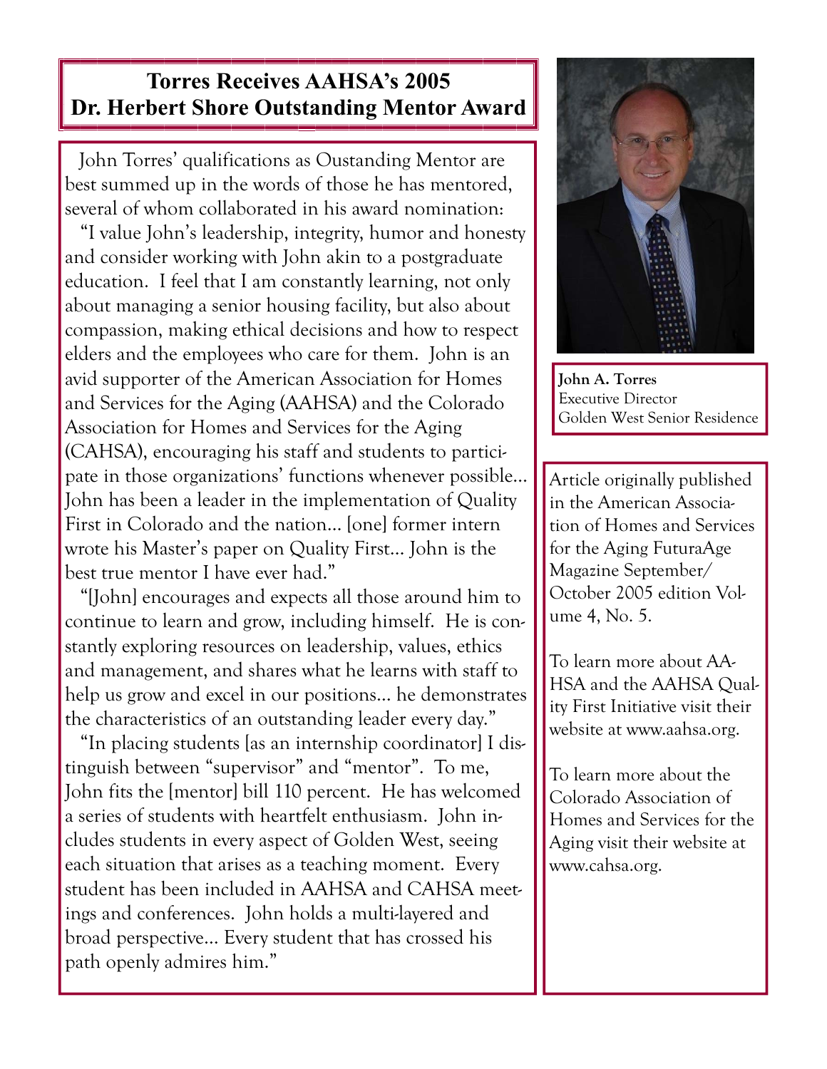# Torres Receives AAHSA's 2005 Dr. Herbert Shore Outstanding Mentor Award

John Torres' qualifications as Oustanding Mentor are best summed up in the words of those he has mentored, several of whom collaborated in his award nomination:

"I value John's leadership, integrity, humor and honesty and consider working with John akin to a postgraduate education. I feel that I am constantly learning, not only about managing a senior housing facility, but also about compassion, making ethical decisions and how to respect elders and the employees who care for them. John is an avid supporter of the American Association for Homes and Services for the Aging (AAHSA) and the Colorado Association for Homes and Services for the Aging (CAHSA), encouraging his staff and students to participate in those organizations' functions whenever possible... John has been a leader in the implementation of Quality First in Colorado and the nation... [one] former intern wrote his Master's paper on Quality First... John is the best true mentor I have ever had."

"[John] encourages and expects all those around him to continue to learn and grow, including himself. He is constantly exploring resources on leadership, values, ethics and management, and shares what he learns with staff to help us grow and excel in our positions... he demonstrates the characteristics of an outstanding leader every day."

"In placing students [as an internship coordinator] I distinguish between "supervisor" and "mentor". To me, John fits the [mentor] bill 110 percent. He has welcomed a series of students with heartfelt enthusiasm. John includes students in every aspect of Golden West, seeing each situation that arises as a teaching moment. Every student has been included in AAHSA and CAHSA meetings and conferences. John holds a multi-layered and broad perspective... Every student that has crossed his path openly admires him."

**John A. Torres**
Executive Director
Golden West Senior Residence

Article originally published in the American Association of Homes and Services for the Aging FuturaAge Magazine September/October 2005 edition Volume 4, No. 5.

To learn more about AAHSA and the AAHSA Quality First Initiative visit their website at www.aahsa.org.

To learn more about the Colorado Association of Homes and Services for the Aging visit their website at www.cahsa.org.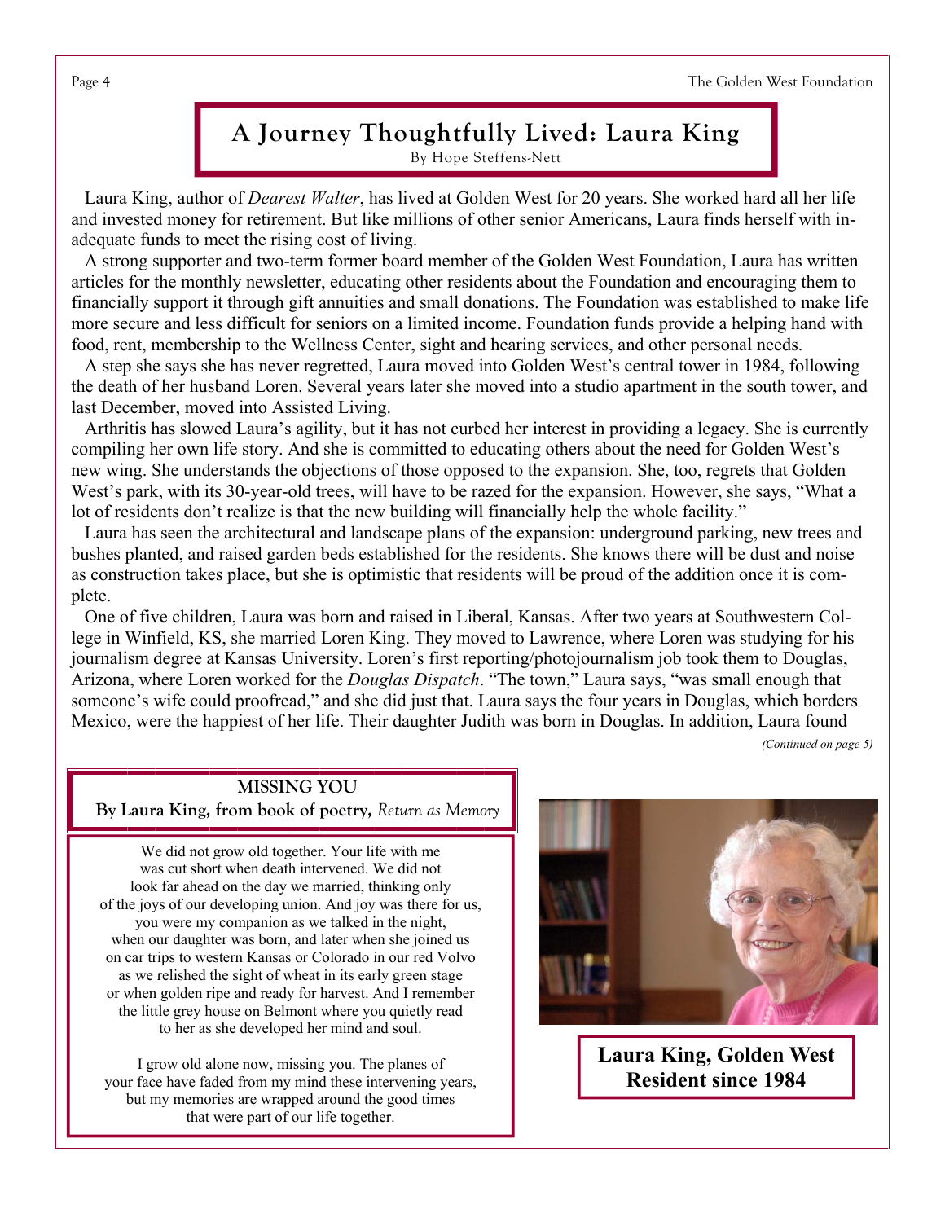# A Journey Thoughtfully Lived: Laura King

By Hope Steffens-Nett

Laura King, author of *Dearest Walter*, has lived at Golden West for 20 years. She worked hard all her life and invested money for retirement. But like millions of other senior Americans, Laura finds herself with inadequate funds to meet the rising cost of living.

A strong supporter and two-term former board member of the Golden West Foundation, Laura has written articles for the monthly newsletter, educating other residents about the Foundation and encouraging them to financially support it through gift annuities and small donations. The Foundation was established to make life more secure and less difficult for seniors on a limited income. Foundation funds provide a helping hand with food, rent, membership to the Wellness Center, sight and hearing services, and other personal needs.

A step she says she has never regretted, Laura moved into Golden West's central tower in 1984, following the death of her husband Loren. Several years later she moved into a studio apartment in the south tower, and last December, moved into Assisted Living.

Arthritis has slowed Laura's agility, but it has not curbed her interest in providing a legacy. She is currently compiling her own life story. And she is committed to educating others about the need for Golden West's new wing. She understands the objections of those opposed to the expansion. She, too, regrets that Golden West's park, with its 30-year-old trees, will have to be razed for the expansion. However, she says, "What a lot of residents don't realize is that the new building will financially help the whole facility."

Laura has seen the architectural and landscape plans of the expansion: underground parking, new trees and bushes planted, and raised garden beds established for the residents. She knows there will be dust and noise as construction takes place, but she is optimistic that residents will be proud of the addition once it is complete.

One of five children, Laura was born and raised in Liberal, Kansas. After two years at Southwestern College in Winfield, KS, she married Loren King. They moved to Lawrence, where Loren was studying for his journalism degree at Kansas University. Loren's first reporting/photojournalism job took them to Douglas, Arizona, where Loren worked for the *Douglas Dispatch*. "The town," Laura says, "was small enough that someone's wife could proofread," and she did just that. Laura says the four years in Douglas, which borders Mexico, were the happiest of her life. Their daughter Judith was born in Douglas. In addition, Laura found

*(Continued on page 5)*

**MISSING YOU**

**By Laura King, from book of poetry,** *Return as Memory*

We did not grow old together. Your life with me
was cut short when death intervened. We did not
look far ahead on the day we married, thinking only
of the joys of our developing union. And joy was there for us,
you were my companion as we talked in the night,
when our daughter was born, and later when she joined us
on car trips to western Kansas or Colorado in our red Volvo
as we relished the sight of wheat in its early green stage
or when golden ripe and ready for harvest. And I remember
the little grey house on Belmont where you quietly read
to her as she developed her mind and soul.

I grow old alone now, missing you. The planes of
your face have faded from my mind these intervening years,
but my memories are wrapped around the good times
that were part of our life together.

**Laura King, Golden West Resident since 1984**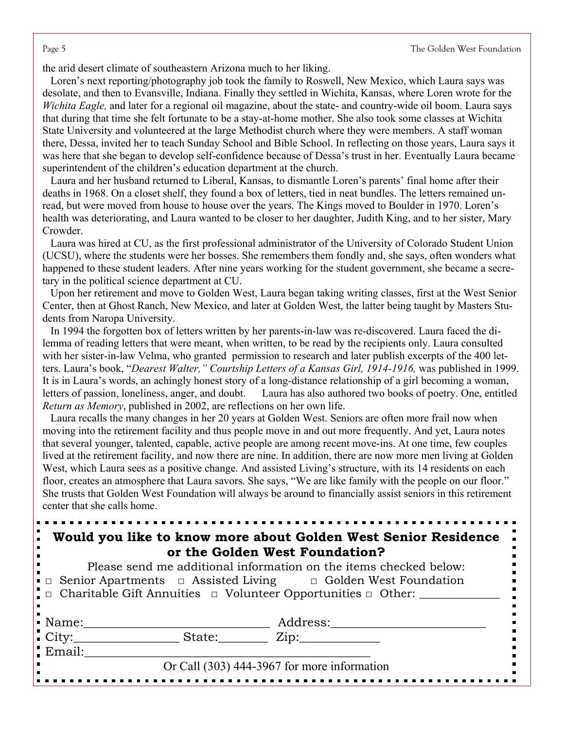the arid desert climate of southeastern Arizona much to her liking.

Loren's next reporting/photography job took the family to Roswell, New Mexico, which Laura says was desolate, and then to Evansville, Indiana. Finally they settled in Wichita, Kansas, where Loren wrote for the *Wichita Eagle,* and later for a regional oil magazine, about the state- and country-wide oil boom. Laura says that during that time she felt fortunate to be a stay-at-home mother. She also took some classes at Wichita State University and volunteered at the large Methodist church where they were members. A staff woman there, Dessa, invited her to teach Sunday School and Bible School. In reflecting on those years, Laura says it was here that she began to develop self-confidence because of Dessa's trust in her. Eventually Laura became superintendent of the children's education department at the church.

Laura and her husband returned to Liberal, Kansas, to dismantle Loren's parents' final home after their deaths in 1968. On a closet shelf, they found a box of letters, tied in neat bundles. The letters remained unread, but were moved from house to house over the years. The Kings moved to Boulder in 1970. Loren's health was deteriorating, and Laura wanted to be closer to her daughter, Judith King, and to her sister, Mary Crowder.

Laura was hired at CU, as the first professional administrator of the University of Colorado Student Union (UCSU), where the students were her bosses. She remembers them fondly and, she says, often wonders what happened to these student leaders. After nine years working for the student government, she became a secretary in the political science department at CU.

Upon her retirement and move to Golden West, Laura began taking writing classes, first at the West Senior Center, then at Ghost Ranch, New Mexico, and later at Golden West, the latter being taught by Masters Students from Naropa University.

In 1994 the forgotten box of letters written by her parents-in-law was re-discovered. Laura faced the dilemma of reading letters that were meant, when written, to be read by the recipients only. Laura consulted with her sister-in-law Velma, who granted permission to research and later publish excerpts of the 400 letters. Laura's book, "*Dearest Walter," Courtship Letters of a Kansas Girl, 1914-1916,* was published in 1999. It is in Laura's words, an achingly honest story of a long-distance relationship of a girl becoming a woman, letters of passion, loneliness, anger, and doubt. Laura has also authored two books of poetry. One, entitled *Return as Memory*, published in 2002, are reflections on her own life.

Laura recalls the many changes in her 20 years at Golden West. Seniors are often more frail now when moving into the retirement facility and thus people move in and out more frequently. And yet, Laura notes that several younger, talented, capable, active people are among recent move-ins. At one time, few couples lived at the retirement facility, and now there are nine. In addition, there are now more men living at Golden West, which Laura sees as a positive change. And assisted Living's structure, with its 14 residents on each floor, creates an atmosphere that Laura savors. She says, "We are like family with the people on our floor." She trusts that Golden West Foundation will always be around to financially assist seniors in this retirement center that she calls home.

---

**Would you like to know more about Golden West Senior Residence or the Golden West Foundation?**

Please send me additional information on the items checked below:

□ Senior Apartments □ Assisted Living □ Golden West Foundation
□ Charitable Gift Annuities □ Volunteer Opportunities □ Other: ____________

Name:____________________________ Address:________________________
City:________________ State:_______ Zip:____________
Email:____________________________________________

Or Call (303) 444-3967 for more information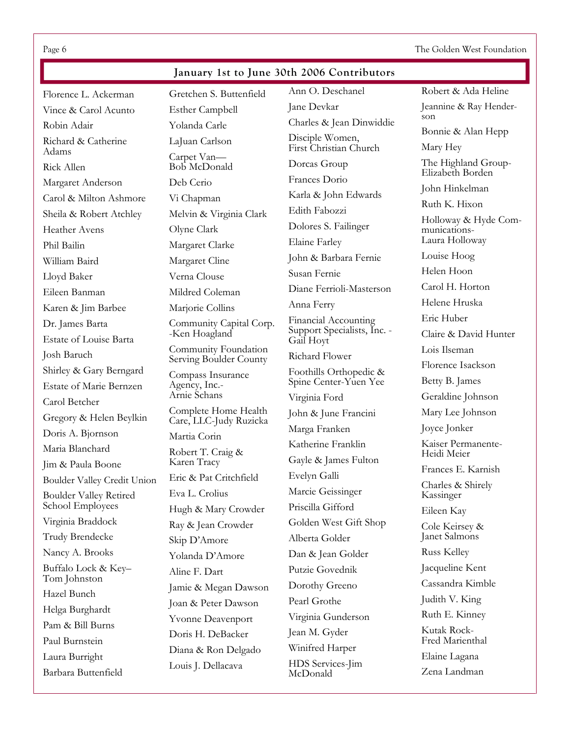## January 1st to June 30th 2006 Contributors

Florence L. Ackerman
Vince & Carol Acunto
Robin Adair
Richard & Catherine Adams
Rick Allen
Margaret Anderson
Carol & Milton Ashmore
Sheila & Robert Atchley
Heather Avens
Phil Bailin
William Baird
Lloyd Baker
Eileen Banman
Karen & Jim Barbee
Dr. James Barta
Estate of Louise Barta
Josh Baruch
Shirley & Gary Berngard
Estate of Marie Bernzen
Carol Betcher
Gregory & Helen Beylkin
Doris A. Bjornson
Maria Blanchard
Jim & Paula Boone
Boulder Valley Credit Union
Boulder Valley Retired School Employees
Virginia Braddock
Trudy Brendecke
Nancy A. Brooks
Buffalo Lock & Key–Tom Johnston
Hazel Bunch
Helga Burghardt
Pam & Bill Burns
Paul Burnstein
Laura Burright
Barbara Buttenfield
Gretchen S. Buttenfield
Esther Campbell
Yolanda Carle
LaJuan Carlson
Carpet Van—Bob McDonald
Deb Cerio
Vi Chapman
Melvin & Virginia Clark
Olyne Clark
Margaret Clarke
Margaret Cline
Verna Clouse
Mildred Coleman
Marjorie Collins
Community Capital Corp. -Ken Hoagland
Community Foundation Serving Boulder County
Compass Insurance Agency, Inc.-Arnie Schans
Complete Home Health Care, LLC-Judy Ruzicka
Martia Corin
Robert T. Craig & Karen Tracy
Eric & Pat Critchfield
Eva L. Crolius
Hugh & Mary Crowder
Ray & Jean Crowder
Skip D'Amore
Yolanda D'Amore
Aline F. Dart
Jamie & Megan Dawson
Joan & Peter Dawson
Yvonne Deavenport
Doris H. DeBacker
Diana & Ron Delgado
Louis J. Dellacava
Ann O. Deschanel
Jane Devkar
Charles & Jean Dinwiddie
Disciple Women, First Christian Church
Dorcas Group
Frances Dorio
Karla & John Edwards
Edith Fabozzi
Dolores S. Failinger
Elaine Farley
John & Barbara Fernie
Susan Fernie
Diane Ferrioli-Masterson
Anna Ferry
Financial Accounting Support Specialists, Inc. -Gail Hoyt
Richard Flower
Foothills Orthopedic & Spine Center-Yuen Yee
Virginia Ford
John & June Francini
Marga Franken
Katherine Franklin
Gayle & James Fulton
Evelyn Galli
Marcie Geissinger
Priscilla Gifford
Golden West Gift Shop
Alberta Golder
Dan & Jean Golder
Putzie Govednik
Dorothy Greeno
Pearl Grothe
Virginia Gunderson
Jean M. Gyder
Winifred Harper
HDS Services-Jim McDonald
Robert & Ada Heline
Jeannine & Ray Henderson
Bonnie & Alan Hepp
Mary Hey
The Highland Group-Elizabeth Borden
John Hinkelman
Ruth K. Hixon
Holloway & Hyde Communications-Laura Holloway
Louise Hoog
Helen Hoon
Carol H. Horton
Helene Hruska
Eric Huber
Claire & David Hunter
Lois Ilseman
Florence Isackson
Betty B. James
Geraldine Johnson
Mary Lee Johnson
Joyce Jonker
Kaiser Permanente-Heidi Meier
Frances E. Karnish
Charles & Shirely Kassinger
Eileen Kay
Cole Keirsey & Janet Salmons
Russ Kelley
Jacqueline Kent
Cassandra Kimble
Judith V. King
Ruth E. Kinney
Kutak Rock-Fred Marienthal
Elaine Lagana
Zena Landman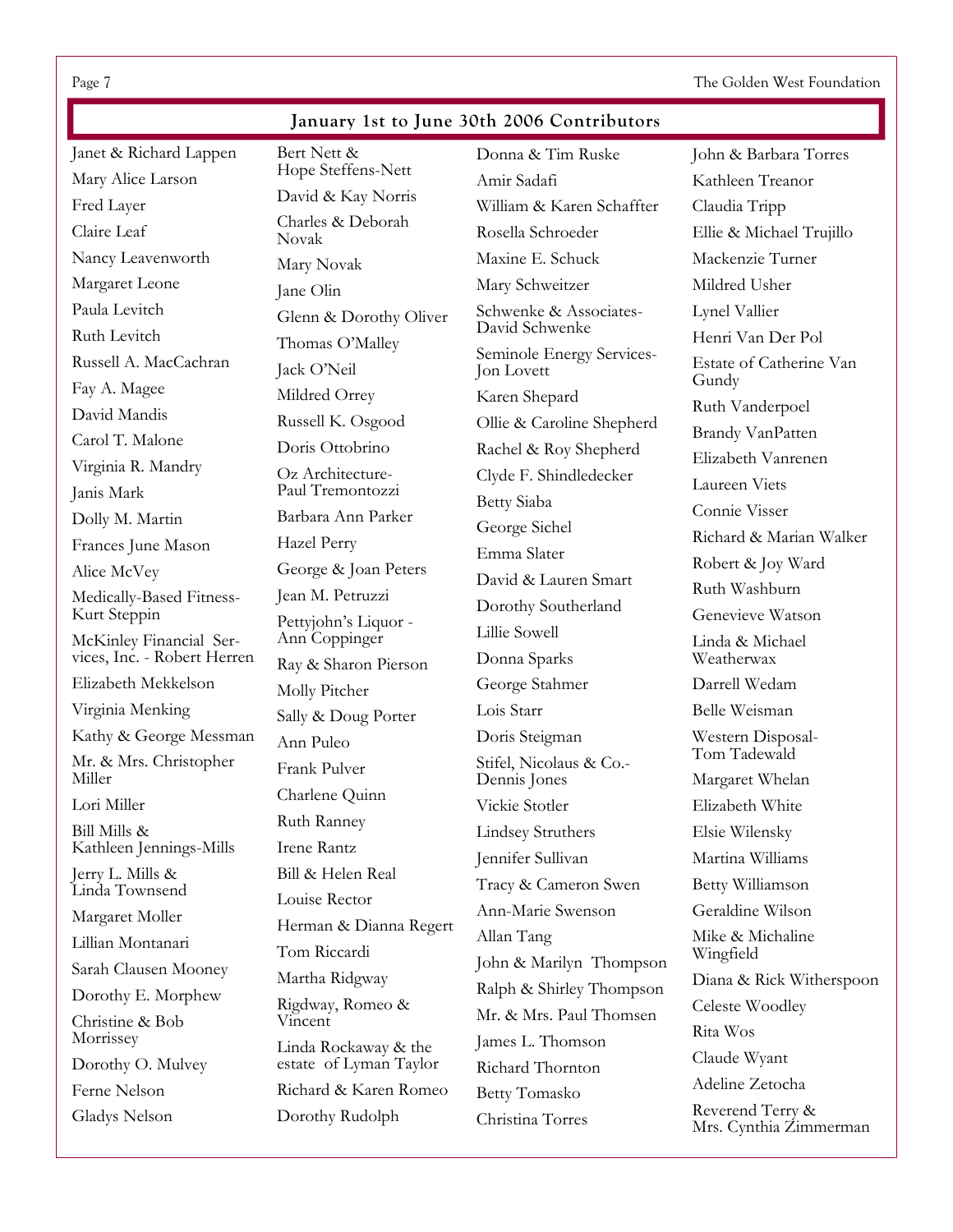## January 1st to June 30th 2006 Contributors

Janet & Richard Lappen
Mary Alice Larson
Fred Layer
Claire Leaf
Nancy Leavenworth
Margaret Leone
Paula Levitch
Ruth Levitch
Russell A. MacCachran
Fay A. Magee
David Mandis
Carol T. Malone
Virginia R. Mandry
Janis Mark
Dolly M. Martin
Frances June Mason
Alice McVey
Medically-Based Fitness-Kurt Steppin
McKinley Financial Services, Inc. - Robert Herren
Elizabeth Mekkelson
Virginia Menking
Kathy & George Messman
Mr. & Mrs. Christopher Miller
Lori Miller
Bill Mills & Kathleen Jennings-Mills
Jerry L. Mills & Linda Townsend
Margaret Moller
Lillian Montanari
Sarah Clausen Mooney
Dorothy E. Morphew
Christine & Bob Morrissey
Dorothy O. Mulvey
Ferne Nelson
Gladys Nelson
Bert Nett & Hope Steffens-Nett
David & Kay Norris
Charles & Deborah Novak
Mary Novak
Jane Olin
Glenn & Dorothy Oliver
Thomas O'Malley
Jack O'Neil
Mildred Orrey
Russell K. Osgood
Doris Ottobrino
Oz Architecture-Paul Tremontozzi
Barbara Ann Parker
Hazel Perry
George & Joan Peters
Jean M. Petruzzi
Pettyjohn's Liquor - Ann Coppinger
Ray & Sharon Pierson
Molly Pitcher
Sally & Doug Porter
Ann Puleo
Frank Pulver
Charlene Quinn
Ruth Ranney
Irene Rantz
Bill & Helen Real
Louise Rector
Herman & Dianna Regert
Tom Riccardi
Martha Ridgway
Rigdway, Romeo & Vincent
Linda Rockaway & the estate of Lyman Taylor
Richard & Karen Romeo
Dorothy Rudolph
Donna & Tim Ruske
Amir Sadafi
William & Karen Schaffter
Rosella Schroeder
Maxine E. Schuck
Mary Schweitzer
Schwenke & Associates-David Schwenke
Seminole Energy Services-Jon Lovett
Karen Shepard
Ollie & Caroline Shepherd
Rachel & Roy Shepherd
Clyde F. Shindledecker
Betty Siaba
George Sichel
Emma Slater
David & Lauren Smart
Dorothy Southerland
Lillie Sowell
Donna Sparks
George Stahmer
Lois Starr
Doris Steigman
Stifel, Nicolaus & Co.-Dennis Jones
Vickie Stotler
Lindsey Struthers
Jennifer Sullivan
Tracy & Cameron Swen
Ann-Marie Swenson
Allan Tang
John & Marilyn Thompson
Ralph & Shirley Thompson
Mr. & Mrs. Paul Thomsen
James L. Thomson
Richard Thornton
Betty Tomasko
Christina Torres
John & Barbara Torres
Kathleen Treanor
Claudia Tripp
Ellie & Michael Trujillo
Mackenzie Turner
Mildred Usher
Lynel Vallier
Henri Van Der Pol
Estate of Catherine Van Gundy
Ruth Vanderpoel
Brandy VanPatten
Elizabeth Vanrenen
Laureen Viets
Connie Visser
Richard & Marian Walker
Robert & Joy Ward
Ruth Washburn
Genevieve Watson
Linda & Michael Weatherwax
Darrell Wedam
Belle Weisman
Western Disposal-Tom Tadewald
Margaret Whelan
Elizabeth White
Elsie Wilensky
Martina Williams
Betty Williamson
Geraldine Wilson
Mike & Michaline Wingfield
Diana & Rick Witherspoon
Celeste Woodley
Rita Wos
Claude Wyant
Adeline Zetocha
Reverend Terry & Mrs. Cynthia Zimmerman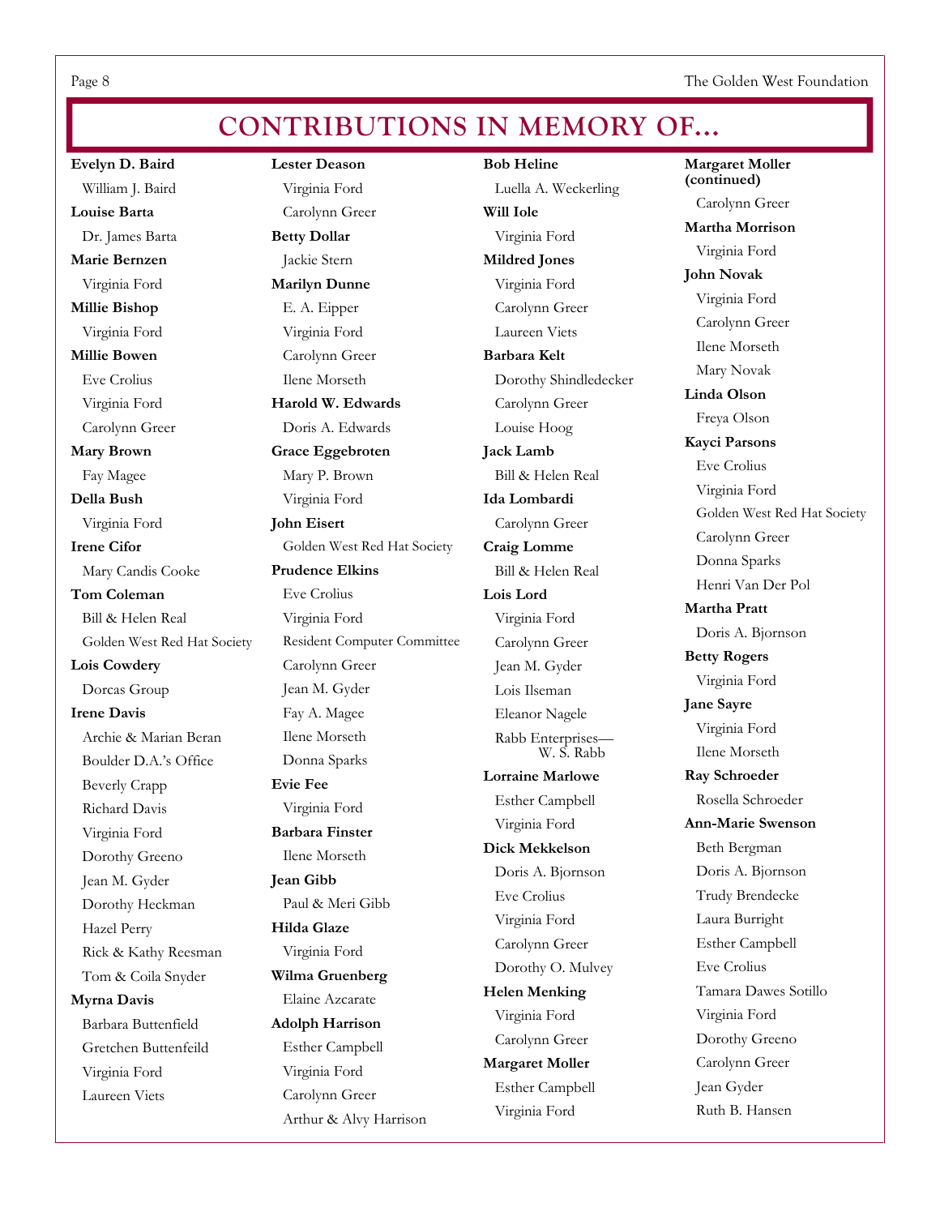# CONTRIBUTIONS IN MEMORY OF...

**Evelyn D. Baird**
William J. Baird

**Louise Barta**
Dr. James Barta

**Marie Bernzen**
Virginia Ford

**Millie Bishop**
Virginia Ford

**Millie Bowen**
Eve Crolius
Virginia Ford
Carolynn Greer

**Mary Brown**
Fay Magee

**Della Bush**
Virginia Ford

**Irene Cifor**
Mary Candis Cooke

**Tom Coleman**
Bill & Helen Real
Golden West Red Hat Society

**Lois Cowdery**
Dorcas Group

**Irene Davis**
Archie & Marian Beran
Boulder D.A.'s Office
Beverly Crapp
Richard Davis
Virginia Ford
Dorothy Greeno
Jean M. Gyder
Dorothy Heckman
Hazel Perry
Rick & Kathy Reesman
Tom & Coila Snyder

**Myrna Davis**
Barbara Buttenfield
Gretchen Buttenfeild
Virginia Ford
Laureen Viets

**Lester Deason**
Virginia Ford
Carolynn Greer

**Betty Dollar**
Jackie Stern

**Marilyn Dunne**
E. A. Eipper
Virginia Ford
Carolynn Greer
Ilene Morseth

**Harold W. Edwards**
Doris A. Edwards

**Grace Eggebroten**
Mary P. Brown
Virginia Ford

**John Eisert**
Golden West Red Hat Society

**Prudence Elkins**
Eve Crolius
Virginia Ford
Resident Computer Committee
Carolynn Greer
Jean M. Gyder
Fay A. Magee
Ilene Morseth
Donna Sparks

**Evie Fee**
Virginia Ford

**Barbara Finster**
Ilene Morseth

**Jean Gibb**
Paul & Meri Gibb

**Hilda Glaze**
Virginia Ford

**Wilma Gruenberg**
Elaine Azcarate

**Adolph Harrison**
Esther Campbell
Virginia Ford
Carolynn Greer
Arthur & Alvy Harrison

**Bob Heline**
Luella A. Weckerling

**Will Iole**
Virginia Ford

**Mildred Jones**
Virginia Ford
Carolynn Greer
Laureen Viets

**Barbara Kelt**
Dorothy Shindledecker
Carolynn Greer
Louise Hoog

**Jack Lamb**
Bill & Helen Real

**Ida Lombardi**
Carolynn Greer

**Craig Lomme**
Bill & Helen Real

**Lois Lord**
Virginia Ford
Carolynn Greer
Jean M. Gyder
Lois Ilseman
Eleanor Nagele
Rabb Enterprises— W. S. Rabb

**Lorraine Marlowe**
Esther Campbell
Virginia Ford

**Dick Mekkelson**
Doris A. Bjornson
Eve Crolius
Virginia Ford
Carolynn Greer
Dorothy O. Mulvey

**Helen Menking**
Virginia Ford
Carolynn Greer

**Margaret Moller**
Esther Campbell
Virginia Ford

**Margaret Moller (continued)**
Carolynn Greer

**Martha Morrison**
Virginia Ford

**John Novak**
Virginia Ford
Carolynn Greer
Ilene Morseth
Mary Novak

**Linda Olson**
Freya Olson

**Kayci Parsons**
Eve Crolius
Virginia Ford
Golden West Red Hat Society
Carolynn Greer
Donna Sparks
Henri Van Der Pol

**Martha Pratt**
Doris A. Bjornson

**Betty Rogers**
Virginia Ford

**Jane Sayre**
Virginia Ford
Ilene Morseth

**Ray Schroeder**
Rosella Schroeder

**Ann-Marie Swenson**
Beth Bergman
Doris A. Bjornson
Trudy Brendecke
Laura Burright
Esther Campbell
Eve Crolius
Tamara Dawes Sotillo
Virginia Ford
Dorothy Greeno
Carolynn Greer
Jean Gyder
Ruth B. Hansen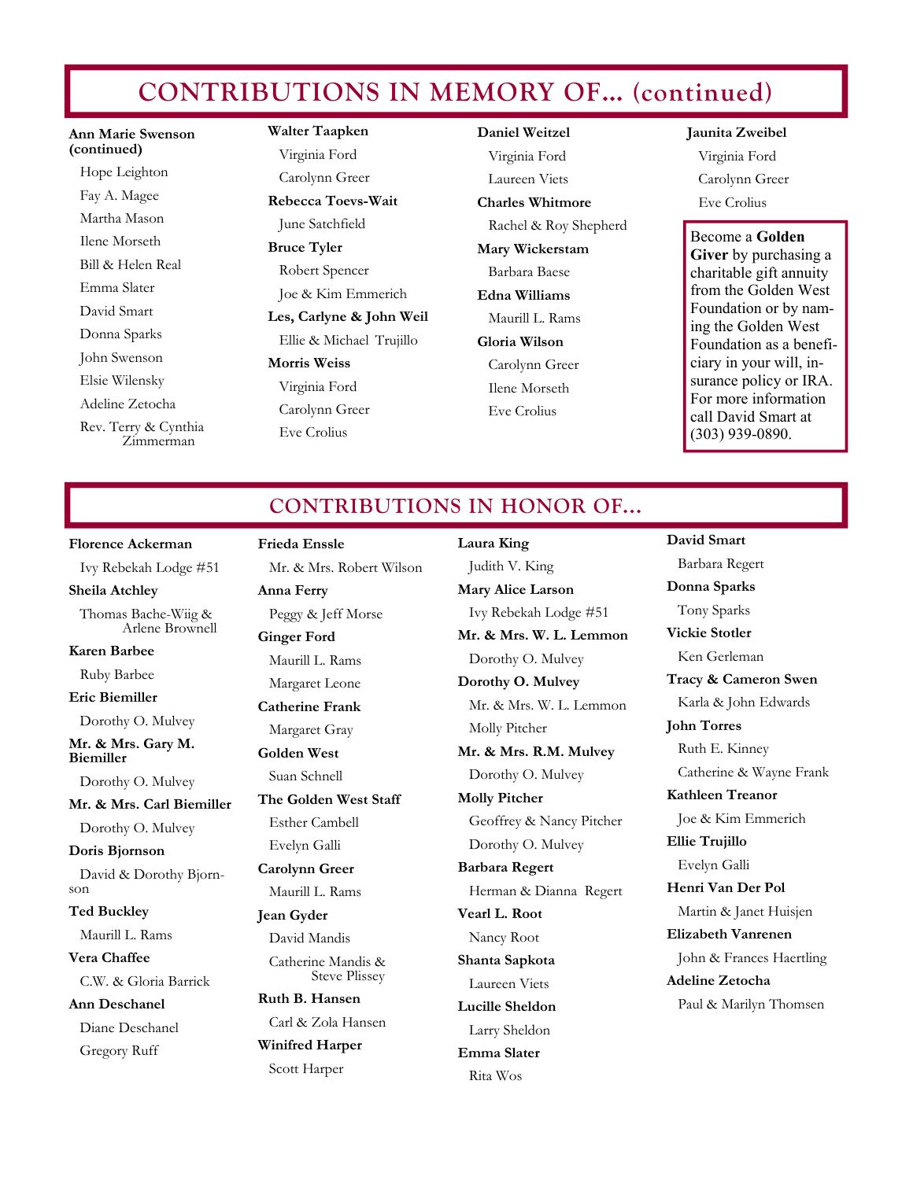## CONTRIBUTIONS IN MEMORY OF... (continued)

**Ann Marie Swenson (continued)**
- Hope Leighton
- Fay A. Magee
- Martha Mason
- Ilene Morseth
- Bill & Helen Real
- Emma Slater
- David Smart
- Donna Sparks
- John Swenson
- Elsie Wilensky
- Adeline Zetocha
- Rev. Terry & Cynthia Zimmerman

**Walter Taapken**
- Virginia Ford
- Carolynn Greer

**Rebecca Toevs-Wait**
- June Satchfield

**Bruce Tyler**
- Robert Spencer
- Joe & Kim Emmerich

**Les, Carlyne & John Weil**
- Ellie & Michael Trujillo

**Morris Weiss**
- Virginia Ford
- Carolynn Greer
- Eve Crolius

**Daniel Weitzel**
- Virginia Ford
- Laureen Viets

**Charles Whitmore**
- Rachel & Roy Shepherd

**Mary Wickerstam**
- Barbara Baese

**Edna Williams**
- Maurill L. Rams

**Gloria Wilson**
- Carolynn Greer
- Ilene Morseth
- Eve Crolius

**Jaunita Zweibel**
- Virginia Ford
- Carolynn Greer
- Eve Crolius

Become a **Golden Giver** by purchasing a charitable gift annuity from the Golden West Foundation or by naming the Golden West Foundation as a beneficiary in your will, insurance policy or IRA. For more information call David Smart at (303) 939-0890.

## CONTRIBUTIONS IN HONOR OF...

**Florence Ackerman**
- Ivy Rebekah Lodge #51

**Sheila Atchley**
- Thomas Bache-Wiig & Arlene Brownell

**Karen Barbee**
- Ruby Barbee

**Eric Biemiller**
- Dorothy O. Mulvey

**Mr. & Mrs. Gary M. Biemiller**
- Dorothy O. Mulvey

**Mr. & Mrs. Carl Biemiller**
- Dorothy O. Mulvey

**Doris Bjornson**
- David & Dorothy Bjornson

**Ted Buckley**
- Maurill L. Rams

**Vera Chaffee**
- C.W. & Gloria Barrick

**Ann Deschanel**
- Diane Deschanel
- Gregory Ruff

**Frieda Enssle**
- Mr. & Mrs. Robert Wilson

**Anna Ferry**
- Peggy & Jeff Morse

**Ginger Ford**
- Maurill L. Rams
- Margaret Leone

**Catherine Frank**
- Margaret Gray

**Golden West**
- Suan Schnell

**The Golden West Staff**
- Esther Cambell
- Evelyn Galli

**Carolynn Greer**
- Maurill L. Rams

**Jean Gyder**
- David Mandis
- Catherine Mandis & Steve Plissey

**Ruth B. Hansen**
- Carl & Zola Hansen

**Winifred Harper**
- Scott Harper

**Laura King**
- Judith V. King

**Mary Alice Larson**
- Ivy Rebekah Lodge #51

**Mr. & Mrs. W. L. Lemmon**
- Dorothy O. Mulvey

**Dorothy O. Mulvey**
- Mr. & Mrs. W. L. Lemmon
- Molly Pitcher

**Mr. & Mrs. R.M. Mulvey**
- Dorothy O. Mulvey

**Molly Pitcher**
- Geoffrey & Nancy Pitcher
- Dorothy O. Mulvey

**Barbara Regert**
- Herman & Dianna Regert

**Vearl L. Root**
- Nancy Root

**Shanta Sapkota**
- Laureen Viets

**Lucille Sheldon**
- Larry Sheldon

**Emma Slater**
- Rita Wos

**David Smart**
- Barbara Regert

**Donna Sparks**
- Tony Sparks

**Vickie Stotler**
- Ken Gerleman

**Tracy & Cameron Swen**
- Karla & John Edwards

**John Torres**
- Ruth E. Kinney
- Catherine & Wayne Frank

**Kathleen Treanor**
- Joe & Kim Emmerich

**Ellie Trujillo**
- Evelyn Galli

**Henri Van Der Pol**
- Martin & Janet Huisjen

**Elizabeth Vanrenen**
- John & Frances Haertling

**Adeline Zetocha**
- Paul & Marilyn Thomsen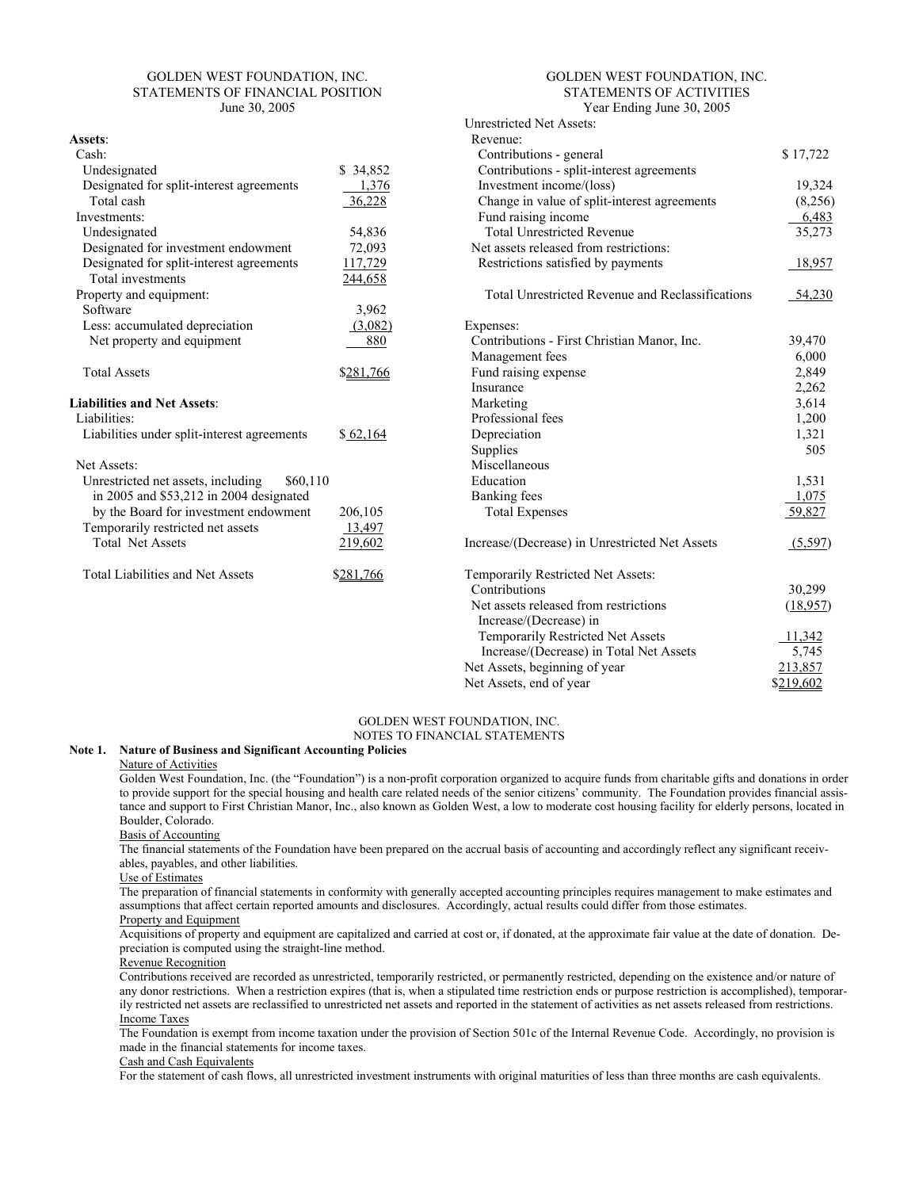GOLDEN WEST FOUNDATION, INC.
STATEMENTS OF FINANCIAL POSITION
June 30, 2005

| | |
|---|---|
| **Assets**: | |
| Cash: | |
| Undesignated | $ 34,852 |
| Designated for split-interest agreements | 1,376 |
| Total cash | 36,228 |
| Investments: | |
| Undesignated | 54,836 |
| Designated for investment endowment | 72,093 |
| Designated for split-interest agreements | 117,729 |
| Total investments | 244,658 |
| Property and equipment: | |
| Software | 3,962 |
| Less: accumulated depreciation | (3,082) |
| Net property and equipment | 880 |
| Total Assets | $281,766 |
| **Liabilities and Net Assets**: | |
| Liabilities: | |
| Liabilities under split-interest agreements | $ 62,164 |
| Net Assets: | |
| Unrestricted net assets, including $60,110 in 2005 and $53,212 in 2004 designated by the Board for investment endowment | 206,105 |
| Temporarily restricted net assets | 13,497 |
| Total Net Assets | 219,602 |
| Total Liabilities and Net Assets | $281,766 |

GOLDEN WEST FOUNDATION, INC.
STATEMENTS OF ACTIVITIES
Year Ending June 30, 2005

| | |
|---|---|
| Unrestricted Net Assets: | |
| Revenue: | |
| Contributions - general | $ 17,722 |
| Contributions - split-interest agreements | |
| Investment income/(loss) | 19,324 |
| Change in value of split-interest agreements | (8,256) |
| Fund raising income | 6,483 |
| Total Unrestricted Revenue | 35,273 |
| Net assets released from restrictions: | |
| Restrictions satisfied by payments | 18,957 |
| Total Unrestricted Revenue and Reclassifications | 54,230 |
| Expenses: | |
| Contributions - First Christian Manor, Inc. | 39,470 |
| Management fees | 6,000 |
| Fund raising expense | 2,849 |
| Insurance | 2,262 |
| Marketing | 3,614 |
| Professional fees | 1,200 |
| Depreciation | 1,321 |
| Supplies | 505 |
| Miscellaneous | |
| Education | 1,531 |
| Banking fees | 1,075 |
| Total Expenses | 59,827 |
| Increase/(Decrease) in Unrestricted Net Assets | (5,597) |
| Temporarily Restricted Net Assets: | |
| Contributions | 30,299 |
| Net assets released from restrictions | (18,957) |
| Increase/(Decrease) in Temporarily Restricted Net Assets | 11,342 |
| Increase/(Decrease) in Total Net Assets | 5,745 |
| Net Assets, beginning of year | 213,857 |
| Net Assets, end of year | $219,602 |

GOLDEN WEST FOUNDATION, INC.
NOTES TO FINANCIAL STATEMENTS

**Note 1. Nature of Business and Significant Accounting Policies**

Nature of Activities

Golden West Foundation, Inc. (the "Foundation") is a non-profit corporation organized to acquire funds from charitable gifts and donations in order to provide support for the special housing and health care related needs of the senior citizens' community. The Foundation provides financial assistance and support to First Christian Manor, Inc., also known as Golden West, a low to moderate cost housing facility for elderly persons, located in Boulder, Colorado.

Basis of Accounting

The financial statements of the Foundation have been prepared on the accrual basis of accounting and accordingly reflect any significant receivables, payables, and other liabilities.

Use of Estimates

The preparation of financial statements in conformity with generally accepted accounting principles requires management to make estimates and assumptions that affect certain reported amounts and disclosures. Accordingly, actual results could differ from those estimates.

Property and Equipment

Acquisitions of property and equipment are capitalized and carried at cost or, if donated, at the approximate fair value at the date of donation. Depreciation is computed using the straight-line method.

Revenue Recognition

Contributions received are recorded as unrestricted, temporarily restricted, or permanently restricted, depending on the existence and/or nature of any donor restrictions. When a restriction expires (that is, when a stipulated time restriction ends or purpose restriction is accomplished), temporarily restricted net assets are reclassified to unrestricted net assets and reported in the statement of activities as net assets released from restrictions.

Income Taxes

The Foundation is exempt from income taxation under the provision of Section 501c of the Internal Revenue Code. Accordingly, no provision is made in the financial statements for income taxes.

Cash and Cash Equivalents

For the statement of cash flows, all unrestricted investment instruments with original maturities of less than three months are cash equivalents.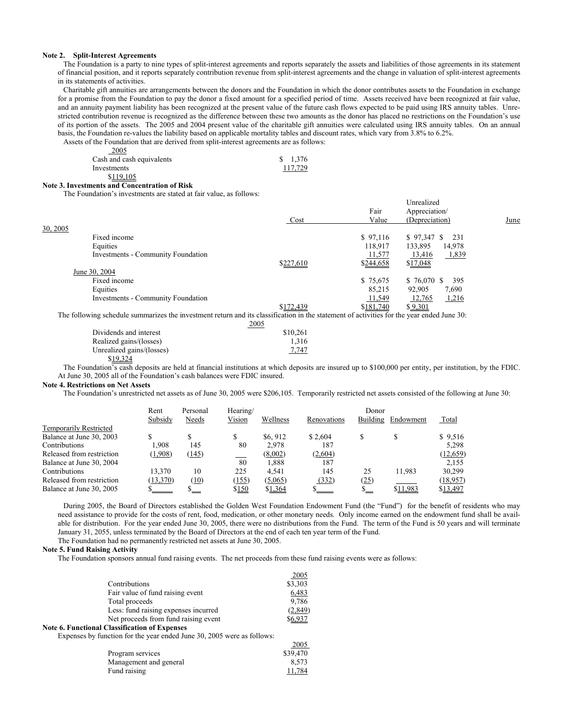**Note 2. Split-Interest Agreements**

The Foundation is a party to nine types of split-interest agreements and reports separately the assets and liabilities of those agreements in its statement of financial position, and it reports separately contribution revenue from split-interest agreements and the change in valuation of split-interest agreements in its statements of activities.

Charitable gift annuities are arrangements between the donors and the Foundation in which the donor contributes assets to the Foundation in exchange for a promise from the Foundation to pay the donor a fixed amount for a specified period of time. Assets received have been recognized at fair value, and an annuity payment liability has been recognized at the present value of the future cash flows expected to be paid using IRS annuity tables. Unrestricted contribution revenue is recognized as the difference between these two amounts as the donor has placed no restrictions on the Foundation's use of its portion of the assets. The 2005 and 2004 present value of the charitable gift annuities were calculated using IRS annuity tables. On an annual basis, the Foundation re-values the liability based on applicable mortality tables and discount rates, which vary from 3.8% to 6.2%.

Assets of the Foundation that are derived from split-interest agreements are as follows:

| | 2005 |
|---|---|
| Cash and cash equivalents | $ 1,376 |
| Investments | 117,729 |
| | $119,105 |

**Note 3. Investments and Concentration of Risk**

The Foundation's investments are stated at fair value, as follows:

| | Cost | Fair Value | Unrealized Appreciation/ (Depreciation) |
|---|---|---|---|
| June 30, 2005 | | | |
| Fixed income | $ 97,116 | $ 97,347 | $ 231 |
| Equities | 118,917 | 133,895 | 14,978 |
| Investments - Community Foundation | 11,577 | 13,416 | 1,839 |
| | $227,610 | $244,658 | $17,048 |
| June 30, 2004 | | | |
| Fixed income | $ 75,675 | $ 76,070 | $ 395 |
| Equities | 85,215 | 92,905 | 7,690 |
| Investments - Community Foundation | 11,549 | 12,765 | 1,216 |
| | $172,439 | $181,740 | $ 9,301 |

The following schedule summarizes the investment return and its classification in the statement of activities for the year ended June 30:

| | 2005 |
|---|---|
| Dividends and interest | $10,261 |
| Realized gains/(losses) | 1,316 |
| Unrealized gains/(losses) | 7,747 |
| | $19,324 |

The Foundation's cash deposits are held at financial institutions at which deposits are insured up to $100,000 per entity, per institution, by the FDIC. At June 30, 2005 all of the Foundation's cash balances were FDIC insured.

**Note 4. Restrictions on Net Assets**

The Foundation's unrestricted net assets as of June 30, 2005 were $206,105. Temporarily restricted net assets consisted of the following at June 30:

| Temporarily Restricted | Rent Subsidy | Personal Needs | Hearing/ Vision | Wellness | Renovations | Donor Building | Endowment | Total |
|---|---|---|---|---|---|---|---|---|
| Balance at June 30, 2003 | $ | $ | $ | $6, 912 | $ 2,604 | $ | $ | $ 9,516 |
| Contributions | 1,908 | 145 | 80 | 2,978 | 187 | | | 5,298 |
| Released from restriction | (1,908) | (145) | | (8,002) | (2,604) | | | (12,659) |
| Balance at June 30, 2004 | | | 80 | 1,888 | 187 | | | 2,155 |
| Contributions | 13,370 | 10 | 225 | 4,541 | 145 | 25 | 11,983 | 30,299 |
| Released from restriction | (13,370) | (10) | (155) | (5,065) | (332) | (25) | | (18,957) |
| Balance at June 30, 2005 | $ | $ | $150 | $1,364 | $ | $ | $11,983 | $13,497 |

During 2005, the Board of Directors established the Golden West Foundation Endowment Fund (the "Fund") for the benefit of residents who may need assistance to provide for the costs of rent, food, medication, or other monetary needs. Only income earned on the endowment fund shall be available for distribution. For the year ended June 30, 2005, there were no distributions from the Fund. The term of the Fund is 50 years and will terminate January 31, 2055, unless terminated by the Board of Directors at the end of each ten year term of the Fund.

The Foundation had no permanently restricted net assets at June 30, 2005.

**Note 5. Fund Raising Activity**

The Foundation sponsors annual fund raising events. The net proceeds from these fund raising events were as follows:

| | 2005 |
|---|---|
| Contributions | $3,303 |
| Fair value of fund raising event | 6,483 |
| Total proceeds | 9,786 |
| Less: fund raising expenses incurred | (2,849) |
| Net proceeds from fund raising event | $6,937 |

**Note 6. Functional Classification of Expenses**

Expenses by function for the year ended June 30, 2005 were as follows:

| | 2005 |
|---|---|
| Program services | $39,470 |
| Management and general | 8,573 |
| Fund raising | 11,784 |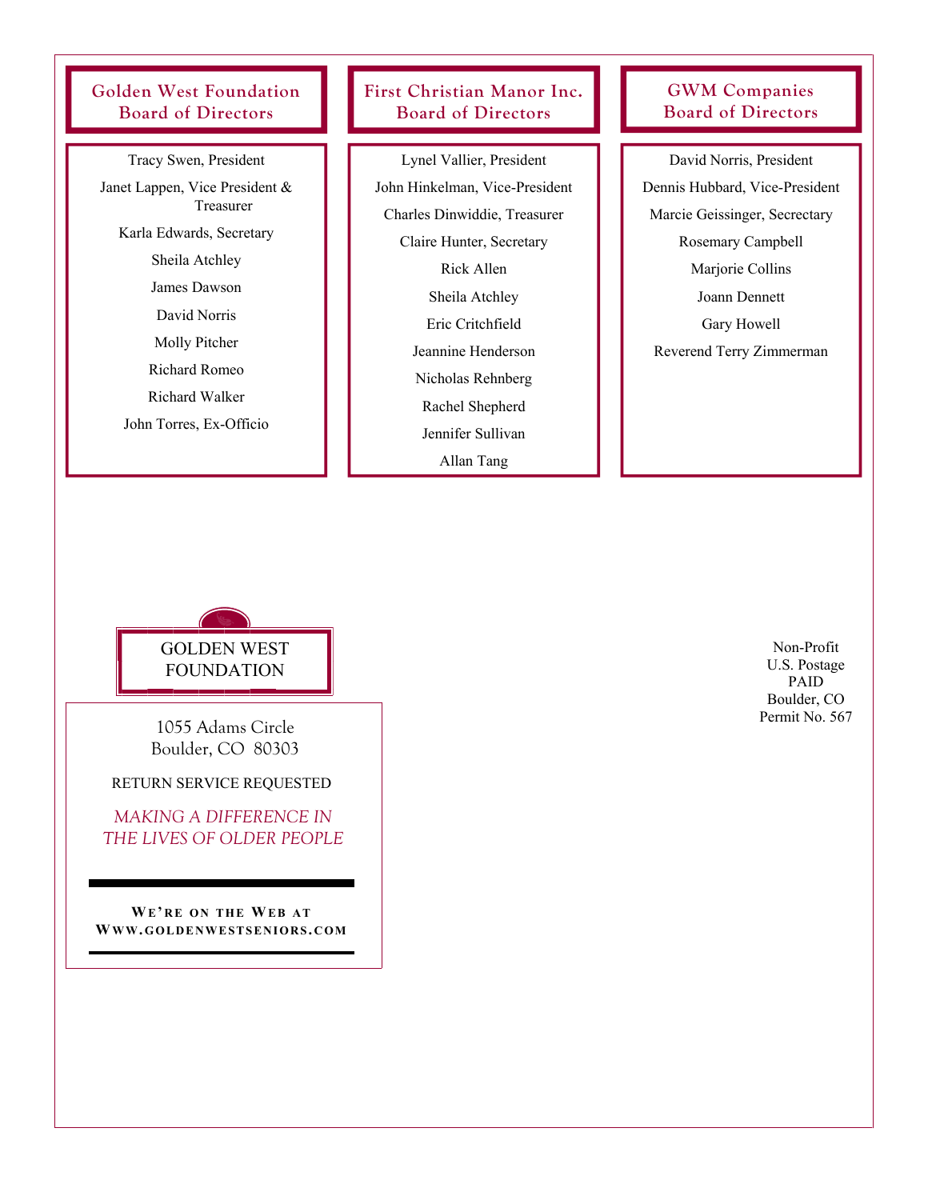## Golden West Foundation Board of Directors

Tracy Swen, President

Janet Lappen, Vice President & Treasurer

Karla Edwards, Secretary

Sheila Atchley

James Dawson

David Norris

Molly Pitcher

Richard Romeo

Richard Walker

John Torres, Ex-Officio

## First Christian Manor Inc. Board of Directors

Lynel Vallier, President

John Hinkelman, Vice-President

Charles Dinwiddie, Treasurer

Claire Hunter, Secretary

Rick Allen

Sheila Atchley

Eric Critchfield

Jeannine Henderson

Nicholas Rehnberg

Rachel Shepherd

Jennifer Sullivan

Allan Tang

## GWM Companies Board of Directors

David Norris, President

Dennis Hubbard, Vice-President

Marcie Geissinger, Secrectary

Rosemary Campbell

Marjorie Collins

Joann Dennett

Gary Howell

Reverend Terry Zimmerman

GOLDEN WEST FOUNDATION

1055 Adams Circle
Boulder, CO 80303

RETURN SERVICE REQUESTED

*MAKING A DIFFERENCE IN THE LIVES OF OLDER PEOPLE*

**WE'RE ON THE WEB AT WWW.GOLDENWESTSENIORS.COM**

Non-Profit
U.S. Postage
PAID
Boulder, CO
Permit No. 567